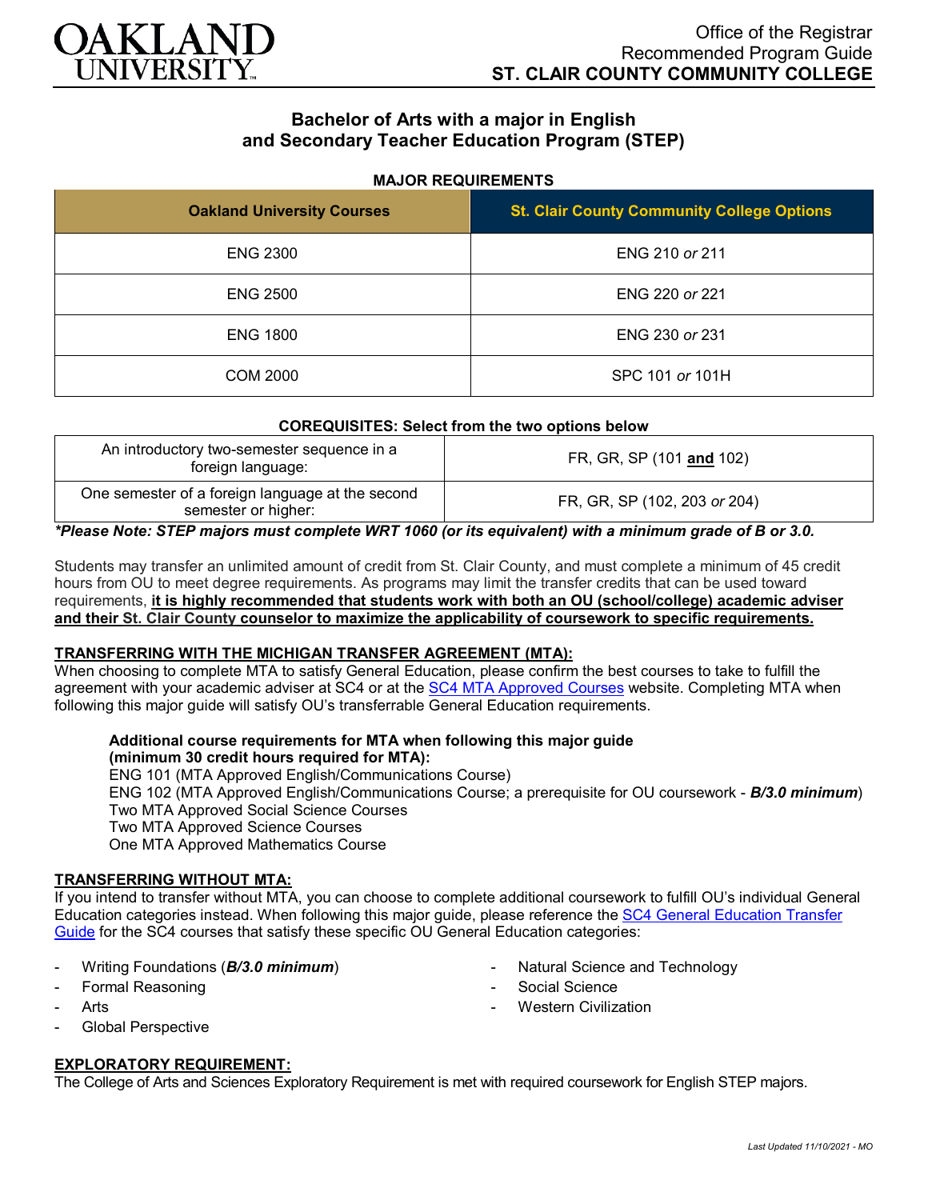# OAKLAND UNIVERSITY

Office of the Registrar
Recommended Program Guide
**ST. CLAIR COUNTY COMMUNITY COLLEGE**

## Bachelor of Arts with a major in English and Secondary Teacher Education Program (STEP)

### MAJOR REQUIREMENTS

| Oakland University Courses | St. Clair County Community College Options |
|---|---|
| ENG 2300 | ENG 210 *or* 211 |
| ENG 2500 | ENG 220 *or* 221 |
| ENG 1800 | ENG 230 *or* 231 |
| COM 2000 | SPC 101 *or* 101H |

### COREQUISITES: Select from the two options below

| | |
|---|---|
| An introductory two-semester sequence in a foreign language: | FR, GR, SP (101 **and** 102) |
| One semester of a foreign language at the second semester or higher: | FR, GR, SP (102, 203 *or* 204) |

***Please Note: STEP majors must complete WRT 1060 (or its equivalent) with a minimum grade of B or 3.0.***

Students may transfer an unlimited amount of credit from St. Clair County, and must complete a minimum of 45 credit hours from OU to meet degree requirements. As programs may limit the transfer credits that can be used toward requirements, **it is highly recommended that students work with both an OU (school/college) academic adviser and their St. Clair County counselor to maximize the applicability of coursework to specific requirements.**

### TRANSFERRING WITH THE MICHIGAN TRANSFER AGREEMENT (MTA):

When choosing to complete MTA to satisfy General Education, please confirm the best courses to take to fulfill the agreement with your academic adviser at SC4 or at the SC4 MTA Approved Courses website. Completing MTA when following this major guide will satisfy OU's transferrable General Education requirements.

**Additional course requirements for MTA when following this major guide (minimum 30 credit hours required for MTA):**
ENG 101 (MTA Approved English/Communications Course)
ENG 102 (MTA Approved English/Communications Course; a prerequisite for OU coursework - ***B/3.0 minimum***)
Two MTA Approved Social Science Courses
Two MTA Approved Science Courses
One MTA Approved Mathematics Course

### TRANSFERRING WITHOUT MTA:

If you intend to transfer without MTA, you can choose to complete additional coursework to fulfill OU's individual General Education categories instead. When following this major guide, please reference the SC4 General Education Transfer Guide for the SC4 courses that satisfy these specific OU General Education categories:

- Writing Foundations (***B/3.0 minimum***)
- Formal Reasoning
- Arts
- Global Perspective
- Natural Science and Technology
- Social Science
- Western Civilization

### EXPLORATORY REQUIREMENT:

The College of Arts and Sciences Exploratory Requirement is met with required coursework for English STEP majors.

*Last Updated 11/10/2021 - MO*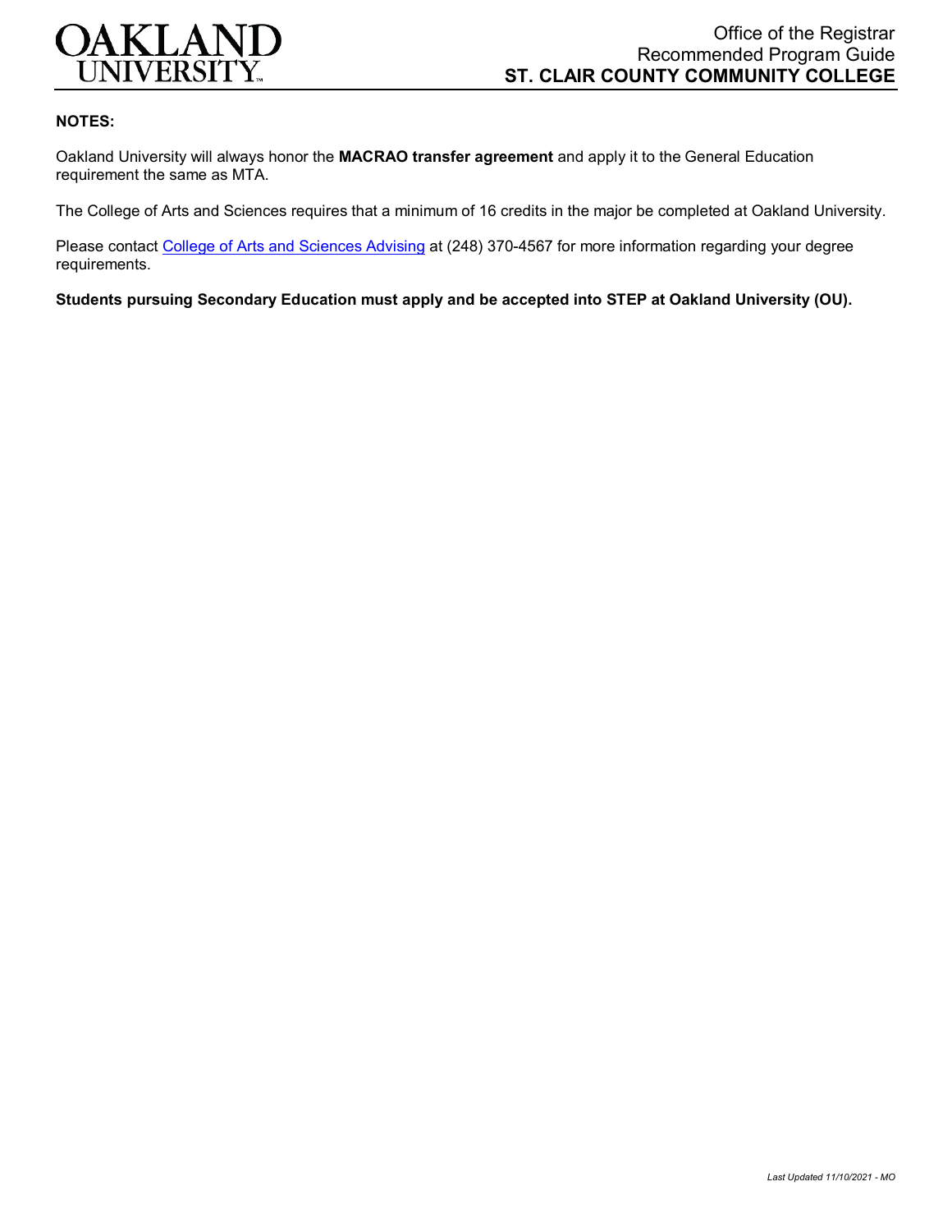**NOTES:**

Oakland University will always honor the **MACRAO transfer agreement** and apply it to the General Education requirement the same as MTA.

The College of Arts and Sciences requires that a minimum of 16 credits in the major be completed at Oakland University.

Please contact College of Arts and Sciences Advising at (248) 370-4567 for more information regarding your degree requirements.

**Students pursuing Secondary Education must apply and be accepted into STEP at Oakland University (OU).**

*Last Updated 11/10/2021 - MO*